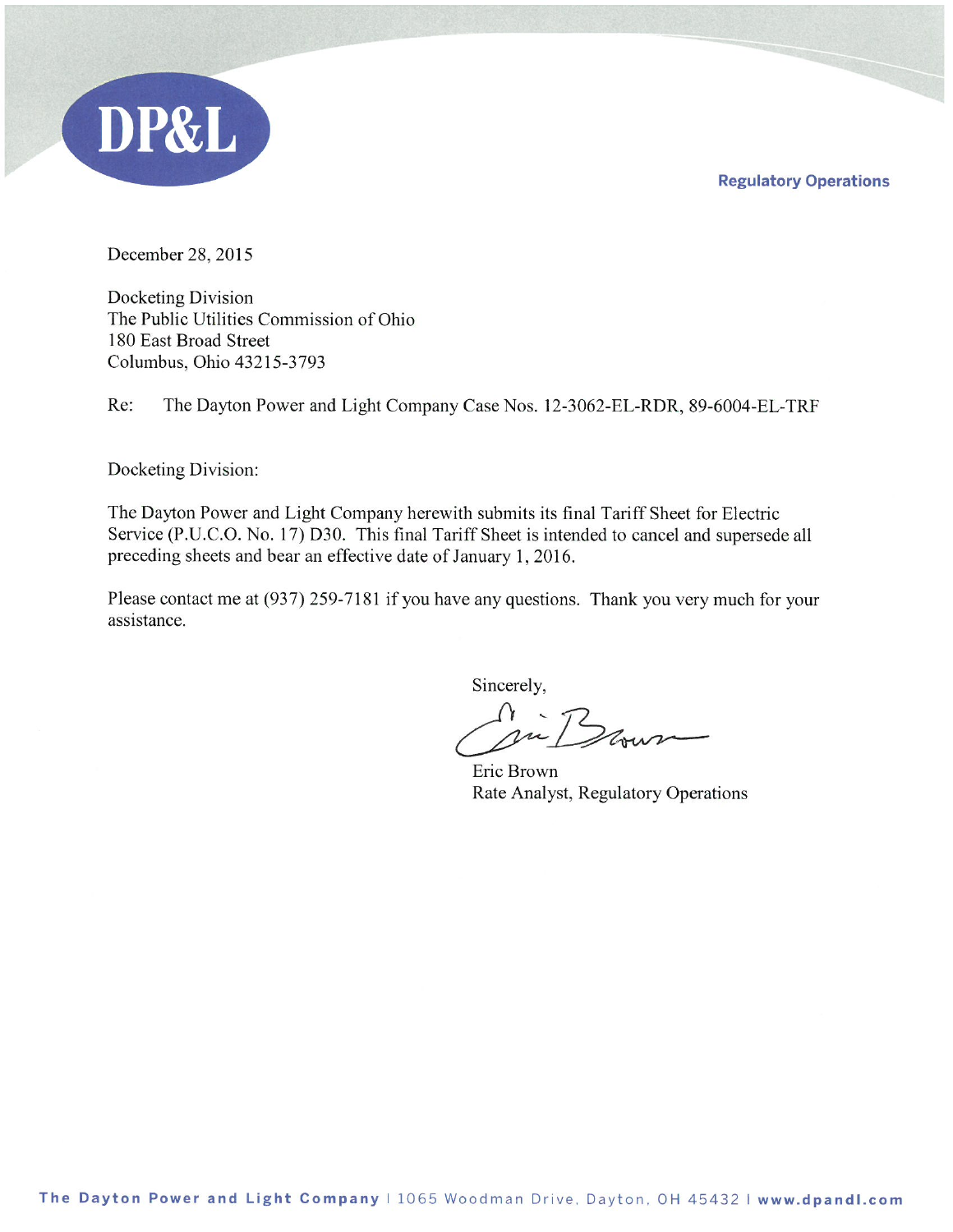DP&L

Regulatory Operations

December 28, 2015

Docketing Division
The Public Utilities Commission of Ohio
180 East Broad Street
Columbus, Ohio 43215-3793

Re: The Dayton Power and Light Company Case Nos. 12-3062-EL-RDR, 89-6004-EL-TRF

Docketing Division:

The Dayton Power and Light Company herewith submits its final Tariff Sheet for Electric Service (P.U.C.O. No. 17) D30. This final Tariff Sheet is intended to cancel and supersede all preceding sheets and bear an effective date of January 1, 2016.

Please contact me at (937) 259-7181 if you have any questions. Thank you very much for your assistance.

Sincerely,

Eric Brown
Rate Analyst, Regulatory Operations

**The Dayton Power and Light Company** | 1065 Woodman Drive, Dayton, OH 45432 | **www.dpandl.com**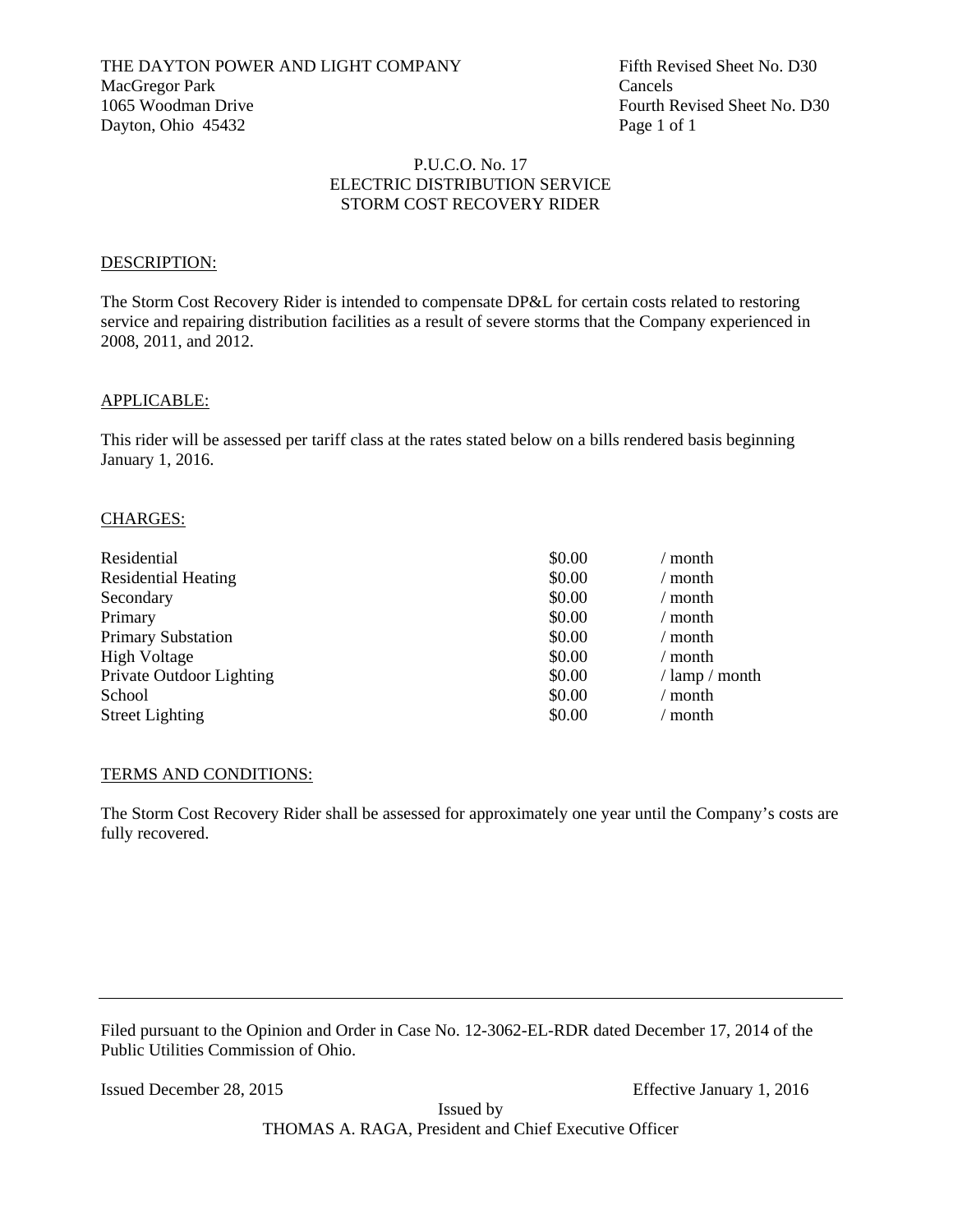THE DAYTON POWER AND LIGHT COMPANY
MacGregor Park
1065 Woodman Drive
Dayton, Ohio 45432

Fifth Revised Sheet No. D30
Cancels
Fourth Revised Sheet No. D30
Page 1 of 1

P.U.C.O. No. 17
ELECTRIC DISTRIBUTION SERVICE
STORM COST RECOVERY RIDER

DESCRIPTION:

The Storm Cost Recovery Rider is intended to compensate DP&L for certain costs related to restoring service and repairing distribution facilities as a result of severe storms that the Company experienced in 2008, 2011, and 2012.

APPLICABLE:

This rider will be assessed per tariff class at the rates stated below on a bills rendered basis beginning January 1, 2016.

CHARGES:

| | | |
|---|---|---|
| Residential | $0.00 | / month |
| Residential Heating | $0.00 | / month |
| Secondary | $0.00 | / month |
| Primary | $0.00 | / month |
| Primary Substation | $0.00 | / month |
| High Voltage | $0.00 | / month |
| Private Outdoor Lighting | $0.00 | / lamp / month |
| School | $0.00 | / month |
| Street Lighting | $0.00 | / month |

TERMS AND CONDITIONS:

The Storm Cost Recovery Rider shall be assessed for approximately one year until the Company's costs are fully recovered.

---

Filed pursuant to the Opinion and Order in Case No. 12-3062-EL-RDR dated December 17, 2014 of the Public Utilities Commission of Ohio.

Issued December 28, 2015 Effective January 1, 2016

Issued by
THOMAS A. RAGA, President and Chief Executive Officer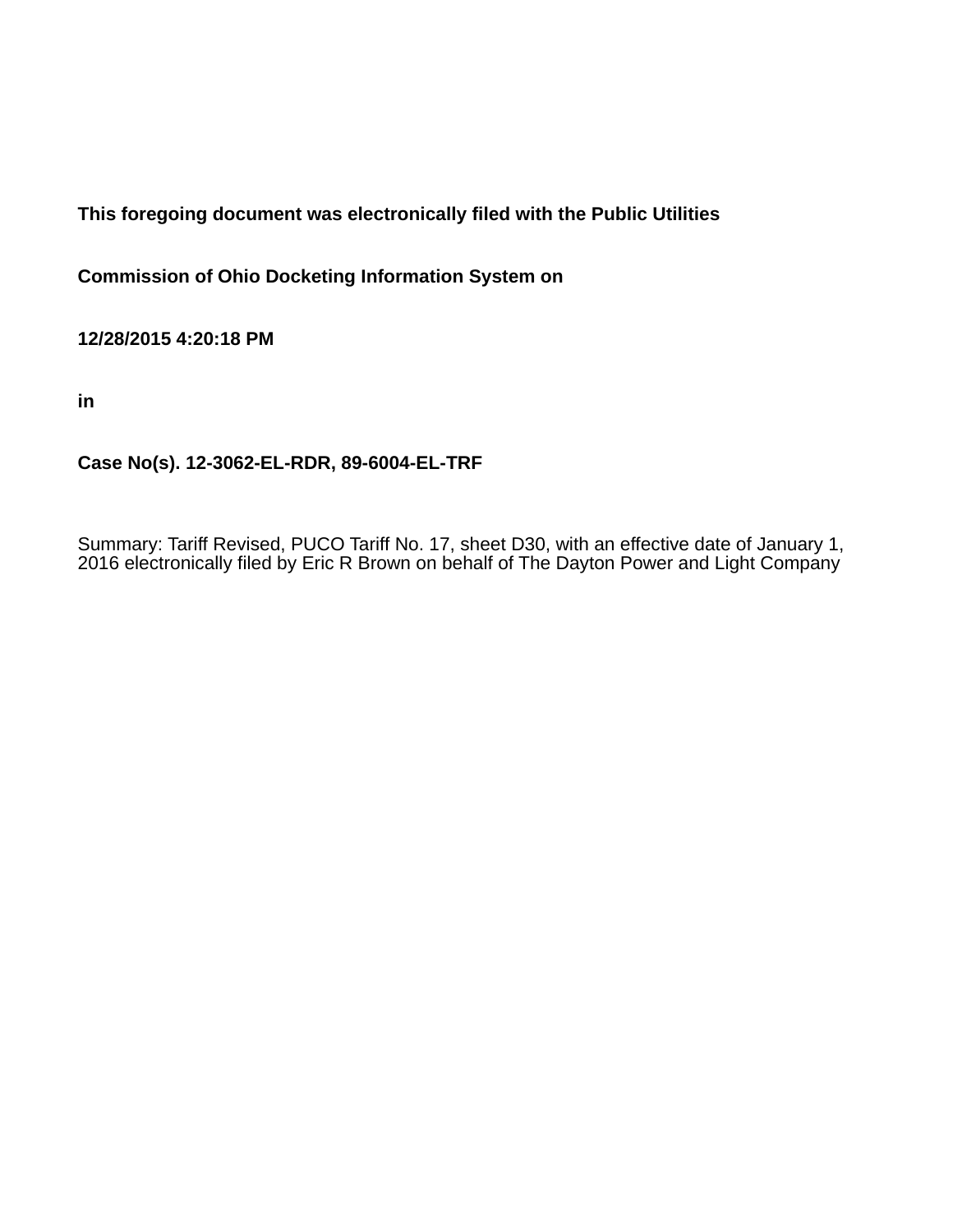**This foregoing document was electronically filed with the Public Utilities**

**Commission of Ohio Docketing Information System on**

**12/28/2015 4:20:18 PM**

**in**

**Case No(s). 12-3062-EL-RDR, 89-6004-EL-TRF**

Summary: Tariff Revised, PUCO Tariff No. 17, sheet D30, with an effective date of January 1, 2016 electronically filed by Eric R Brown on behalf of The Dayton Power and Light Company